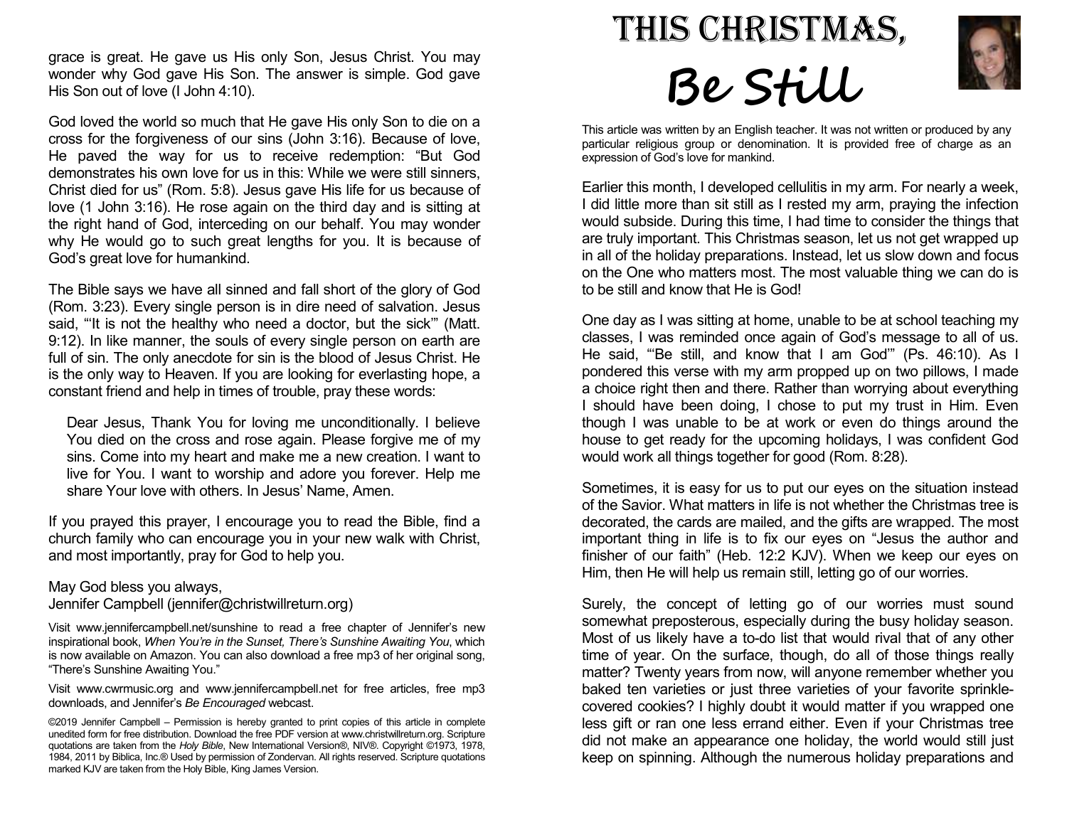# THIS CHRISTMAS, Be Still

This article was written by an English teacher. It was not written or produced by any particular religious group or denomination. It is provided free of charge as an expression of God's love for mankind.

Earlier this month, I developed cellulitis in my arm. For nearly a week, I did little more than sit still as I rested my arm, praying the infection would subside. During this time, I had time to consider the things that are truly important. This Christmas season, let us not get wrapped up in all of the holiday preparations. Instead, let us slow down and focus on the One who matters most. The most valuable thing we can do is to be still and know that He is God!

One day as I was sitting at home, unable to be at school teaching my classes, I was reminded once again of God's message to all of us. He said, "'Be still, and know that I am God'" (Ps. 46:10). As I pondered this verse with my arm propped up on two pillows, I made a choice right then and there. Rather than worrying about everything I should have been doing, I chose to put my trust in Him. Even though I was unable to be at work or even do things around the house to get ready for the upcoming holidays, I was confident God would work all things together for good (Rom. 8:28).

Sometimes, it is easy for us to put our eyes on the situation instead of the Savior. What matters in life is not whether the Christmas tree is decorated, the cards are mailed, and the gifts are wrapped. The most important thing in life is to fix our eyes on "Jesus the author and finisher of our faith" (Heb. 12:2 KJV). When we keep our eyes on Him, then He will help us remain still, letting go of our worries.

Surely, the concept of letting go of our worries must sound somewhat preposterous, especially during the busy holiday season. Most of us likely have a to-do list that would rival that of any other time of year. On the surface, though, do all of those things really matter? Twenty years from now, will anyone remember whether you baked ten varieties or just three varieties of your favorite sprinkle-covered cookies? I highly doubt it would matter if you wrapped one less gift or ran one less errand either. Even if your Christmas tree did not make an appearance one holiday, the world would still just keep on spinning. Although the numerous holiday preparations and

grace is great. He gave us His only Son, Jesus Christ. You may wonder why God gave His Son. The answer is simple. God gave His Son out of love (I John 4:10).

God loved the world so much that He gave His only Son to die on a cross for the forgiveness of our sins (John 3:16). Because of love, He paved the way for us to receive redemption: "But God demonstrates his own love for us in this: While we were still sinners, Christ died for us" (Rom. 5:8). Jesus gave His life for us because of love (1 John 3:16). He rose again on the third day and is sitting at the right hand of God, interceding on our behalf. You may wonder why He would go to such great lengths for you. It is because of God's great love for humankind.

The Bible says we have all sinned and fall short of the glory of God (Rom. 3:23). Every single person is in dire need of salvation. Jesus said, "'It is not the healthy who need a doctor, but the sick'" (Matt. 9:12). In like manner, the souls of every single person on earth are full of sin. The only anecdote for sin is the blood of Jesus Christ. He is the only way to Heaven. If you are looking for everlasting hope, a constant friend and help in times of trouble, pray these words:

> Dear Jesus, Thank You for loving me unconditionally. I believe You died on the cross and rose again. Please forgive me of my sins. Come into my heart and make me a new creation. I want to live for You. I want to worship and adore you forever. Help me share Your love with others. In Jesus' Name, Amen.

If you prayed this prayer, I encourage you to read the Bible, find a church family who can encourage you in your new walk with Christ, and most importantly, pray for God to help you.

May God bless you always,
Jennifer Campbell (jennifer@christwillreturn.org)

Visit www.jennifercampbell.net/sunshine to read a free chapter of Jennifer's new inspirational book, *When You're in the Sunset, There's Sunshine Awaiting You*, which is now available on Amazon. You can also download a free mp3 of her original song, "There's Sunshine Awaiting You."

Visit www.cwrmusic.org and www.jennifercampbell.net for free articles, free mp3 downloads, and Jennifer's *Be Encouraged* webcast.

©2019 Jennifer Campbell – Permission is hereby granted to print copies of this article in complete unedited form for free distribution. Download the free PDF version at www.christwillreturn.org. Scripture quotations are taken from the *Holy Bible*, New International Version®, NIV®. Copyright ©1973, 1978, 1984, 2011 by Biblica, Inc.® Used by permission of Zondervan. All rights reserved. Scripture quotations marked KJV are taken from the Holy Bible, King James Version.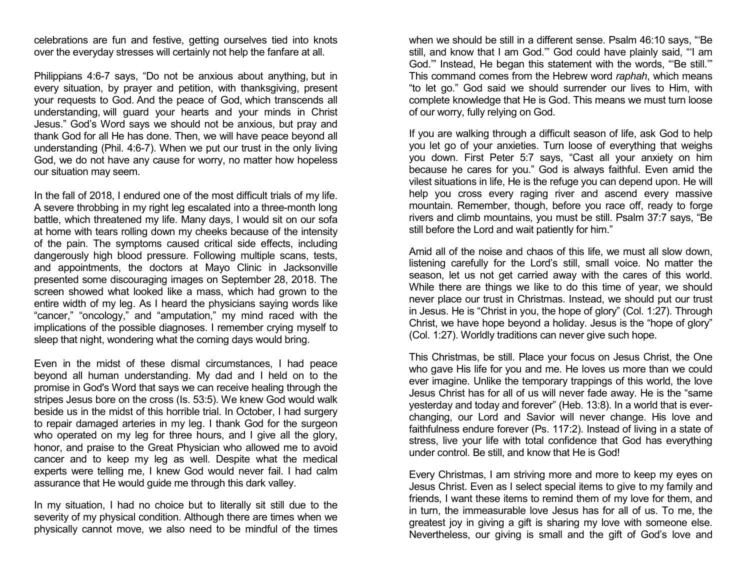celebrations are fun and festive, getting ourselves tied into knots over the everyday stresses will certainly not help the fanfare at all.

Philippians 4:6-7 says, "Do not be anxious about anything, but in every situation, by prayer and petition, with thanksgiving, present your requests to God. And the peace of God, which transcends all understanding, will guard your hearts and your minds in Christ Jesus." God's Word says we should not be anxious, but pray and thank God for all He has done. Then, we will have peace beyond all understanding (Phil. 4:6-7). When we put our trust in the only living God, we do not have any cause for worry, no matter how hopeless our situation may seem.

In the fall of 2018, I endured one of the most difficult trials of my life. A severe throbbing in my right leg escalated into a three-month long battle, which threatened my life. Many days, I would sit on our sofa at home with tears rolling down my cheeks because of the intensity of the pain. The symptoms caused critical side effects, including dangerously high blood pressure. Following multiple scans, tests, and appointments, the doctors at Mayo Clinic in Jacksonville presented some discouraging images on September 28, 2018. The screen showed what looked like a mass, which had grown to the entire width of my leg. As I heard the physicians saying words like "cancer," "oncology," and "amputation," my mind raced with the implications of the possible diagnoses. I remember crying myself to sleep that night, wondering what the coming days would bring.

Even in the midst of these dismal circumstances, I had peace beyond all human understanding. My dad and I held on to the promise in God's Word that says we can receive healing through the stripes Jesus bore on the cross (Is. 53:5). We knew God would walk beside us in the midst of this horrible trial. In October, I had surgery to repair damaged arteries in my leg. I thank God for the surgeon who operated on my leg for three hours, and I give all the glory, honor, and praise to the Great Physician who allowed me to avoid cancer and to keep my leg as well. Despite what the medical experts were telling me, I knew God would never fail. I had calm assurance that He would guide me through this dark valley.

In my situation, I had no choice but to literally sit still due to the severity of my physical condition. Although there are times when we physically cannot move, we also need to be mindful of the times when we should be still in a different sense. Psalm 46:10 says, "'Be still, and know that I am God.'" God could have plainly said, "'I am God.'" Instead, He began this statement with the words, "'Be still.'" This command comes from the Hebrew word *raphah*, which means "to let go." God said we should surrender our lives to Him, with complete knowledge that He is God. This means we must turn loose of our worry, fully relying on God.

If you are walking through a difficult season of life, ask God to help you let go of your anxieties. Turn loose of everything that weighs you down. First Peter 5:7 says, "Cast all your anxiety on him because he cares for you." God is always faithful. Even amid the vilest situations in life, He is the refuge you can depend upon. He will help you cross every raging river and ascend every massive mountain. Remember, though, before you race off, ready to forge rivers and climb mountains, you must be still. Psalm 37:7 says, "Be still before the Lord and wait patiently for him."

Amid all of the noise and chaos of this life, we must all slow down, listening carefully for the Lord's still, small voice. No matter the season, let us not get carried away with the cares of this world. While there are things we like to do this time of year, we should never place our trust in Christmas. Instead, we should put our trust in Jesus. He is "Christ in you, the hope of glory" (Col. 1:27). Through Christ, we have hope beyond a holiday. Jesus is the "hope of glory" (Col. 1:27). Worldly traditions can never give such hope.

This Christmas, be still. Place your focus on Jesus Christ, the One who gave His life for you and me. He loves us more than we could ever imagine. Unlike the temporary trappings of this world, the love Jesus Christ has for all of us will never fade away. He is the "same yesterday and today and forever" (Heb. 13:8). In a world that is ever-changing, our Lord and Savior will never change. His love and faithfulness endure forever (Ps. 117:2). Instead of living in a state of stress, live your life with total confidence that God has everything under control. Be still, and know that He is God!

Every Christmas, I am striving more and more to keep my eyes on Jesus Christ. Even as I select special items to give to my family and friends, I want these items to remind them of my love for them, and in turn, the immeasurable love Jesus has for all of us. To me, the greatest joy in giving a gift is sharing my love with someone else. Nevertheless, our giving is small and the gift of God's love and